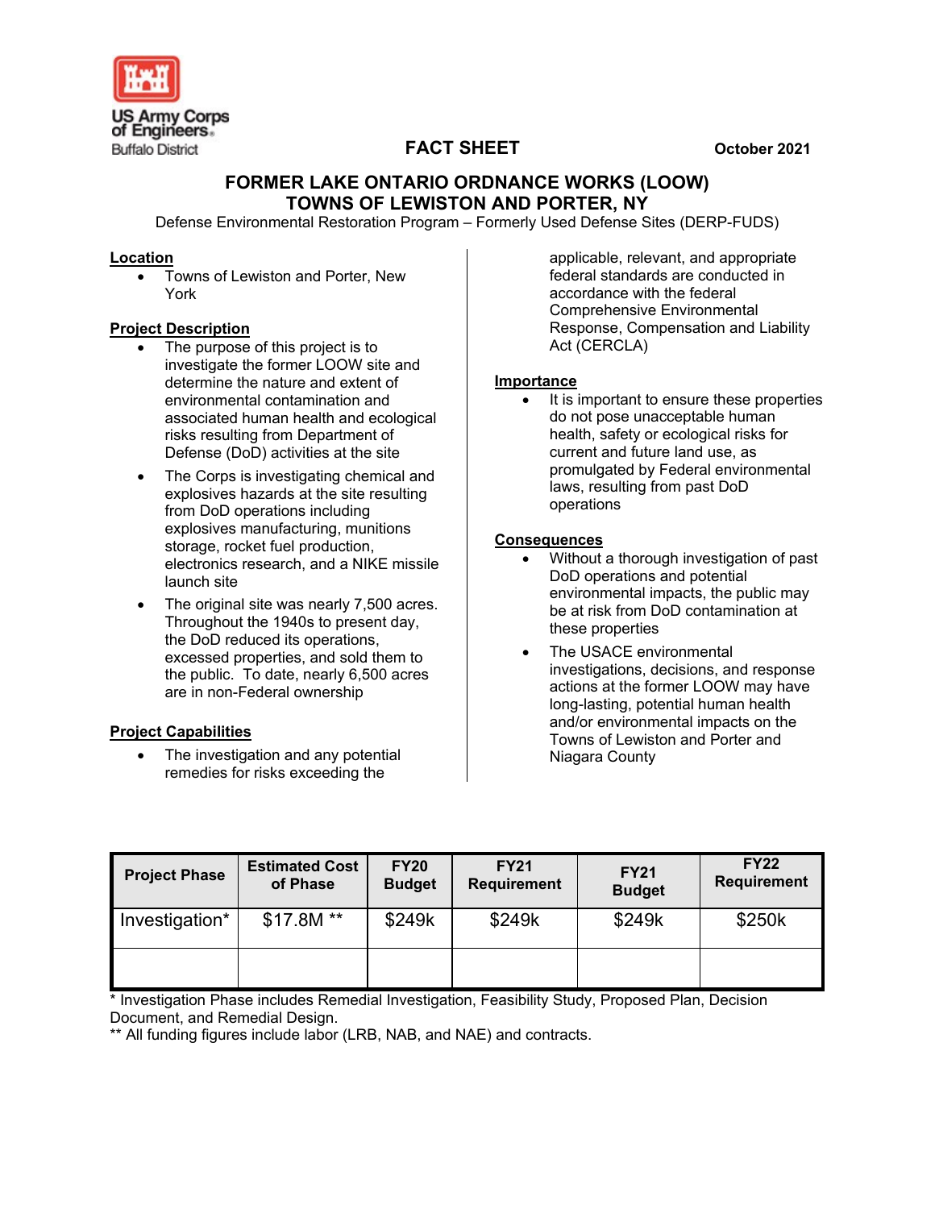US Army Corps of Engineers
Buffalo District

**FACT SHEET** **October 2021**

# FORMER LAKE ONTARIO ORDNANCE WORKS (LOOW)
# TOWNS OF LEWISTON AND PORTER, NY

Defense Environmental Restoration Program – Formerly Used Defense Sites (DERP-FUDS)

## Location

- Towns of Lewiston and Porter, New York

## Project Description

- The purpose of this project is to investigate the former LOOW site and determine the nature and extent of environmental contamination and associated human health and ecological risks resulting from Department of Defense (DoD) activities at the site
- The Corps is investigating chemical and explosives hazards at the site resulting from DoD operations including explosives manufacturing, munitions storage, rocket fuel production, electronics research, and a NIKE missile launch site
- The original site was nearly 7,500 acres. Throughout the 1940s to present day, the DoD reduced its operations, excessed properties, and sold them to the public. To date, nearly 6,500 acres are in non-Federal ownership

## Project Capabilities

- The investigation and any potential remedies for risks exceeding the applicable, relevant, and appropriate federal standards are conducted in accordance with the federal Comprehensive Environmental Response, Compensation and Liability Act (CERCLA)

## Importance

- It is important to ensure these properties do not pose unacceptable human health, safety or ecological risks for current and future land use, as promulgated by Federal environmental laws, resulting from past DoD operations

## Consequences

- Without a thorough investigation of past DoD operations and potential environmental impacts, the public may be at risk from DoD contamination at these properties
- The USACE environmental investigations, decisions, and response actions at the former LOOW may have long-lasting, potential human health and/or environmental impacts on the Towns of Lewiston and Porter and Niagara County

| Project Phase | Estimated Cost of Phase | FY20 Budget | FY21 Requirement | FY21 Budget | FY22 Requirement |
|---|---|---|---|---|---|
| Investigation* | $17.8M ** | $249k | $249k | $249k | $250k |
| | | | | | |

\* Investigation Phase includes Remedial Investigation, Feasibility Study, Proposed Plan, Decision Document, and Remedial Design.

** All funding figures include labor (LRB, NAB, and NAE) and contracts.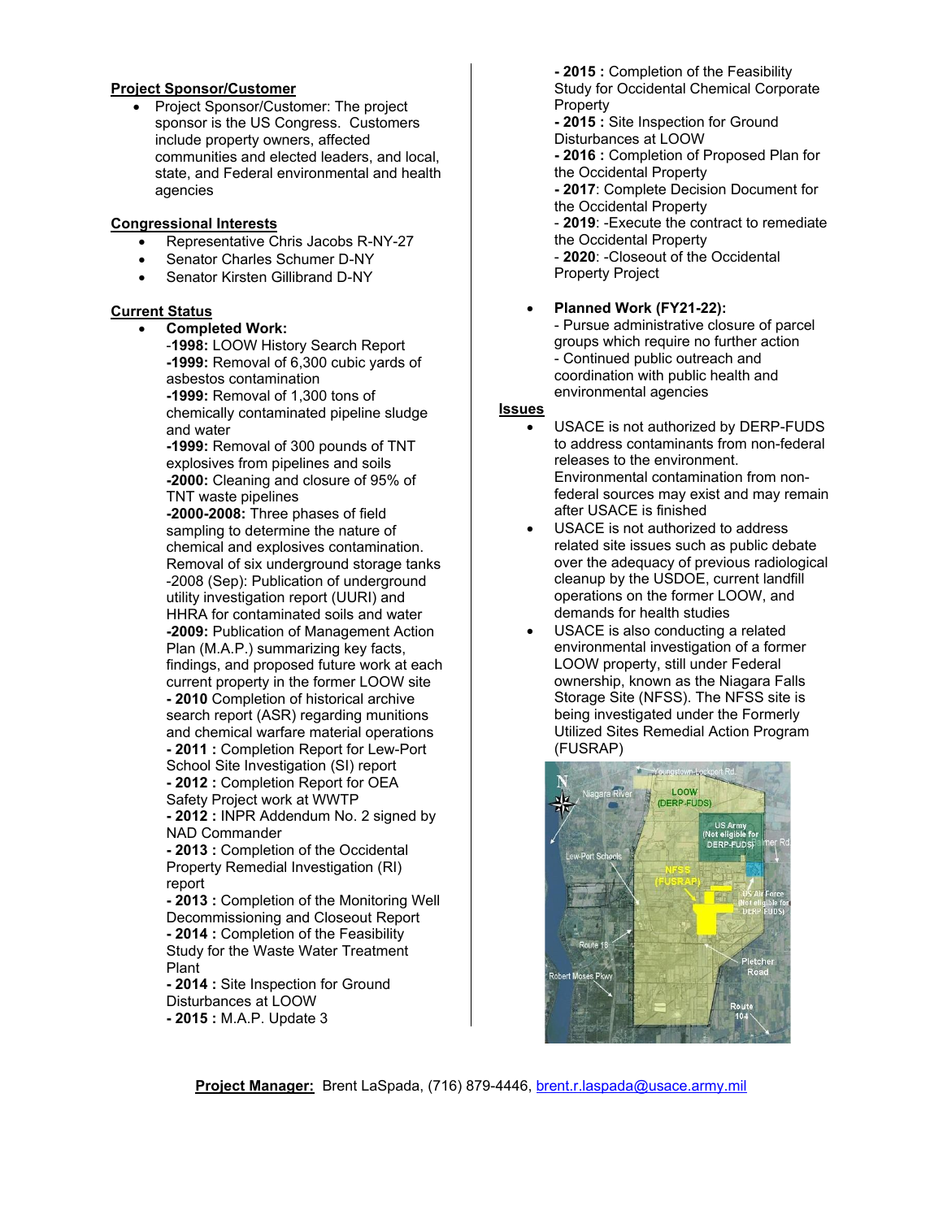## Project Sponsor/Customer

- Project Sponsor/Customer: The project sponsor is the US Congress. Customers include property owners, affected communities and elected leaders, and local, state, and Federal environmental and health agencies

## Congressional Interests

- Representative Chris Jacobs R-NY-27
- Senator Charles Schumer D-NY
- Senator Kirsten Gillibrand D-NY

## Current Status

- **Completed Work:**
  -**1998:** LOOW History Search Report
  **-1999:** Removal of 6,300 cubic yards of asbestos contamination
  **-1999:** Removal of 1,300 tons of chemically contaminated pipeline sludge and water
  **-1999:** Removal of 300 pounds of TNT explosives from pipelines and soils
  **-2000:** Cleaning and closure of 95% of TNT waste pipelines
  **-2000-2008:** Three phases of field sampling to determine the nature of chemical and explosives contamination. Removal of six underground storage tanks
  -2008 (Sep): Publication of underground utility investigation report (UURI) and HHRA for contaminated soils and water
  **-2009:** Publication of Management Action Plan (M.A.P.) summarizing key facts, findings, and proposed future work at each current property in the former LOOW site
  **- 2010** Completion of historical archive search report (ASR) regarding munitions and chemical warfare material operations
  **- 2011 :** Completion Report for Lew-Port School Site Investigation (SI) report
  **- 2012 :** Completion Report for OEA Safety Project work at WWTP
  **- 2012 :** INPR Addendum No. 2 signed by NAD Commander
  **- 2013 :** Completion of the Occidental Property Remedial Investigation (RI) report
  **- 2013 :** Completion of the Monitoring Well Decommissioning and Closeout Report
  **- 2014 :** Completion of the Feasibility Study for the Waste Water Treatment Plant
  **- 2014 :** Site Inspection for Ground Disturbances at LOOW
  **- 2015 :** M.A.P. Update 3
  **- 2015 :** Completion of the Feasibility Study for Occidental Chemical Corporate Property
  **- 2015 :** Site Inspection for Ground Disturbances at LOOW
  **- 2016 :** Completion of Proposed Plan for the Occidental Property
  **- 2017**: Complete Decision Document for the Occidental Property
  - **2019**: -Execute the contract to remediate the Occidental Property
  - **2020**: -Closeout of the Occidental Property Project

- **Planned Work (FY21-22):**
  - Pursue administrative closure of parcel groups which require no further action
  - Continued public outreach and coordination with public health and environmental agencies

## Issues

- USACE is not authorized by DERP-FUDS to address contaminants from non-federal releases to the environment. Environmental contamination from non-federal sources may exist and may remain after USACE is finished
- USACE is not authorized to address related site issues such as public debate over the adequacy of previous radiological cleanup by the USDOE, current landfill operations on the former LOOW, and demands for health studies
- USACE is also conducting a related environmental investigation of a former LOOW property, still under Federal ownership, known as the Niagara Falls Storage Site (NFSS). The NFSS site is being investigated under the Formerly Utilized Sites Remedial Action Program (FUSRAP)

N
Youngstown-Lockport Rd.
Niagara River
LOOW (DERP-FUDS)
US Army (Not eligible for DERP-FUDS)
Balmer Rd
Lew-Port Schools
NFSS (FUSRAP)
US Air Force (Not eligible for DERP-FUDS)
Route 18
Robert Moses Pkwy
Pletcher Road
Route 104

**Project Manager:** Brent LaSpada, (716) 879-4446, brent.r.laspada@usace.army.mil